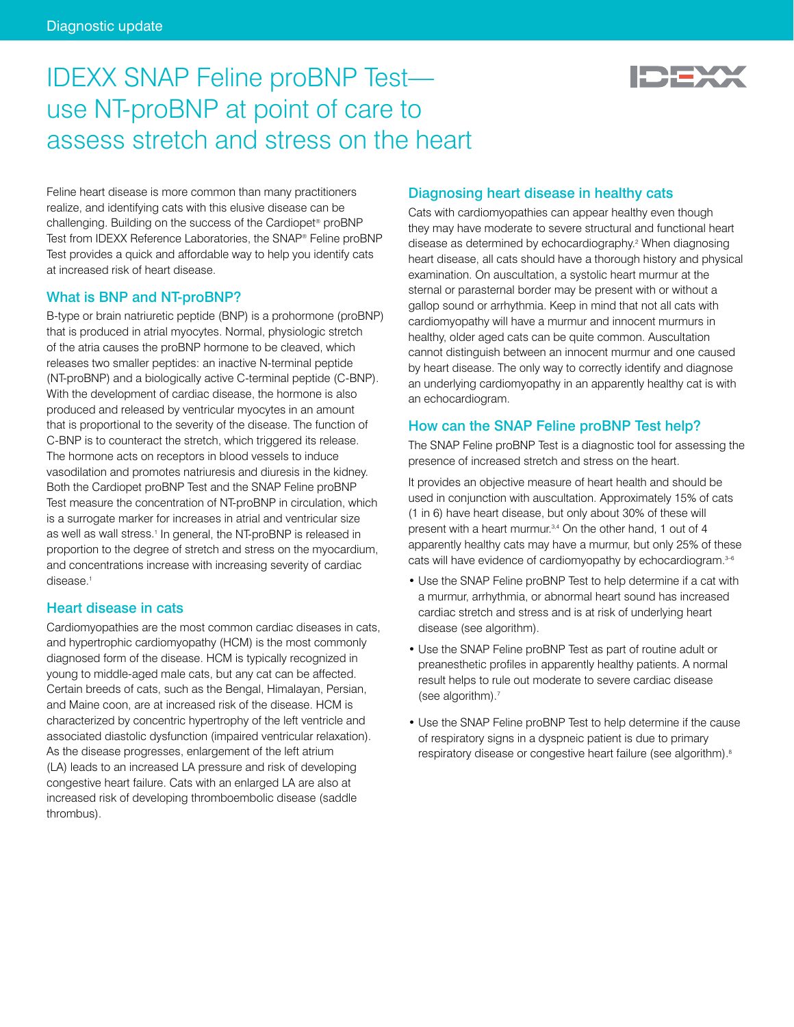Diagnostic update

# IDEXX SNAP Feline proBNP Test—use NT-proBNP at point of care to assess stretch and stress on the heart

Feline heart disease is more common than many practitioners realize, and identifying cats with this elusive disease can be challenging. Building on the success of the Cardiopet® proBNP Test from IDEXX Reference Laboratories, the SNAP® Feline proBNP Test provides a quick and affordable way to help you identify cats at increased risk of heart disease.

## What is BNP and NT-proBNP?

B-type or brain natriuretic peptide (BNP) is a prohormone (proBNP) that is produced in atrial myocytes. Normal, physiologic stretch of the atria causes the proBNP hormone to be cleaved, which releases two smaller peptides: an inactive N-terminal peptide (NT-proBNP) and a biologically active C-terminal peptide (C-BNP). With the development of cardiac disease, the hormone is also produced and released by ventricular myocytes in an amount that is proportional to the severity of the disease. The function of C-BNP is to counteract the stretch, which triggered its release. The hormone acts on receptors in blood vessels to induce vasodilation and promotes natriuresis and diuresis in the kidney. Both the Cardiopet proBNP Test and the SNAP Feline proBNP Test measure the concentration of NT-proBNP in circulation, which is a surrogate marker for increases in atrial and ventricular size as well as wall stress.[1] In general, the NT-proBNP is released in proportion to the degree of stretch and stress on the myocardium, and concentrations increase with increasing severity of cardiac disease.[1]

## Heart disease in cats

Cardiomyopathies are the most common cardiac diseases in cats, and hypertrophic cardiomyopathy (HCM) is the most commonly diagnosed form of the disease. HCM is typically recognized in young to middle-aged male cats, but any cat can be affected. Certain breeds of cats, such as the Bengal, Himalayan, Persian, and Maine coon, are at increased risk of the disease. HCM is characterized by concentric hypertrophy of the left ventricle and associated diastolic dysfunction (impaired ventricular relaxation). As the disease progresses, enlargement of the left atrium (LA) leads to an increased LA pressure and risk of developing congestive heart failure. Cats with an enlarged LA are also at increased risk of developing thromboembolic disease (saddle thrombus).

## Diagnosing heart disease in healthy cats

Cats with cardiomyopathies can appear healthy even though they may have moderate to severe structural and functional heart disease as determined by echocardiography.[2] When diagnosing heart disease, all cats should have a thorough history and physical examination. On auscultation, a systolic heart murmur at the sternal or parasternal border may be present with or without a gallop sound or arrhythmia. Keep in mind that not all cats with cardiomyopathy will have a murmur and innocent murmurs in healthy, older aged cats can be quite common. Auscultation cannot distinguish between an innocent murmur and one caused by heart disease. The only way to correctly identify and diagnose an underlying cardiomyopathy in an apparently healthy cat is with an echocardiogram.

## How can the SNAP Feline proBNP Test help?

The SNAP Feline proBNP Test is a diagnostic tool for assessing the presence of increased stretch and stress on the heart.

It provides an objective measure of heart health and should be used in conjunction with auscultation. Approximately 15% of cats (1 in 6) have heart disease, but only about 30% of these will present with a heart murmur.[3,4] On the other hand, 1 out of 4 apparently healthy cats may have a murmur, but only 25% of these cats will have evidence of cardiomyopathy by echocardiogram.[3–6]

- Use the SNAP Feline proBNP Test to help determine if a cat with a murmur, arrhythmia, or abnormal heart sound has increased cardiac stretch and stress and is at risk of underlying heart disease (see algorithm).
- Use the SNAP Feline proBNP Test as part of routine adult or preanesthetic profiles in apparently healthy patients. A normal result helps to rule out moderate to severe cardiac disease (see algorithm).[7]
- Use the SNAP Feline proBNP Test to help determine if the cause of respiratory signs in a dyspneic patient is due to primary respiratory disease or congestive heart failure (see algorithm).[8]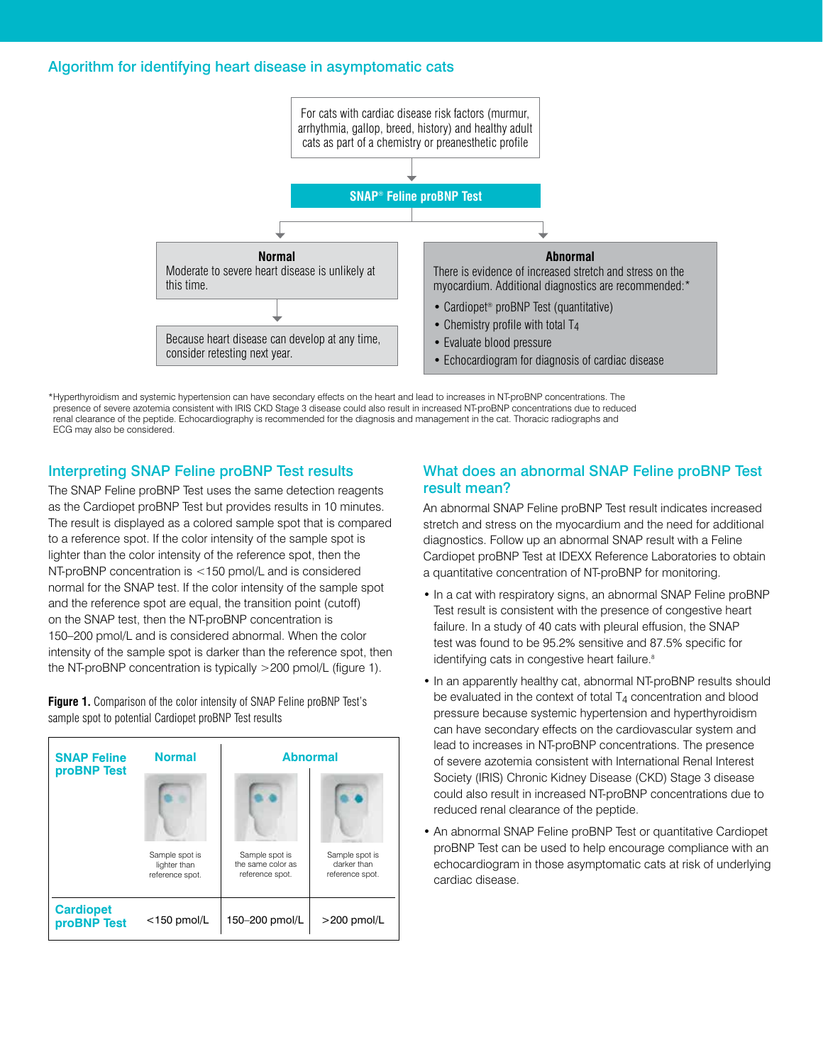## Algorithm for identifying heart disease in asymptomatic cats

For cats with cardiac disease risk factors (murmur, arrhythmia, gallop, breed, history) and healthy adult cats as part of a chemistry or preanesthetic profile

↓

**SNAP® Feline proBNP Test**

**Normal**
Moderate to severe heart disease is unlikely at this time.

↓

Because heart disease can develop at any time, consider retesting next year.

**Abnormal**
There is evidence of increased stretch and stress on the myocardium. Additional diagnostics are recommended:*

- Cardiopet® proBNP Test (quantitative)
- Chemistry profile with total $T_4$
- Evaluate blood pressure
- Echocardiogram for diagnosis of cardiac disease

*Hyperthyroidism and systemic hypertension can have secondary effects on the heart and lead to increases in NT-proBNP concentrations. The presence of severe azotemia consistent with IRIS CKD Stage 3 disease could also result in increased NT-proBNP concentrations due to reduced renal clearance of the peptide. Echocardiography is recommended for the diagnosis and management in the cat. Thoracic radiographs and ECG may also be considered.

## Interpreting SNAP Feline proBNP Test results

The SNAP Feline proBNP Test uses the same detection reagents as the Cardiopet proBNP Test but provides results in 10 minutes. The result is displayed as a colored sample spot that is compared to a reference spot. If the color intensity of the sample spot is lighter than the color intensity of the reference spot, then the NT-proBNP concentration is <150 pmol/L and is considered normal for the SNAP test. If the color intensity of the sample spot and the reference spot are equal, the transition point (cutoff) on the SNAP test, then the NT-proBNP concentration is 150–200 pmol/L and is considered abnormal. When the color intensity of the sample spot is darker than the reference spot, then the NT-proBNP concentration is typically >200 pmol/L (figure 1).

**Figure 1.** Comparison of the color intensity of SNAP Feline proBNP Test's sample spot to potential Cardiopet proBNP Test results

| | Normal | Abnormal | |
|---|---|---|---|
| **SNAP Feline proBNP Test** | Sample spot is lighter than reference spot. | Sample spot is the same color as reference spot. | Sample spot is darker than reference spot. |
| **Cardiopet proBNP Test** | <150 pmol/L | 150–200 pmol/L | >200 pmol/L |

## What does an abnormal SNAP Feline proBNP Test result mean?

An abnormal SNAP Feline proBNP Test result indicates increased stretch and stress on the myocardium and the need for additional diagnostics. Follow up an abnormal SNAP result with a Feline Cardiopet proBNP Test at IDEXX Reference Laboratories to obtain a quantitative concentration of NT-proBNP for monitoring.

- In a cat with respiratory signs, an abnormal SNAP Feline proBNP Test result is consistent with the presence of congestive heart failure. In a study of 40 cats with pleural effusion, the SNAP test was found to be 95.2% sensitive and 87.5% specific for identifying cats in congestive heart failure.[8]
- In an apparently healthy cat, abnormal NT-proBNP results should be evaluated in the context of total $T_4$ concentration and blood pressure because systemic hypertension and hyperthyroidism can have secondary effects on the cardiovascular system and lead to increases in NT-proBNP concentrations. The presence of severe azotemia consistent with International Renal Interest Society (IRIS) Chronic Kidney Disease (CKD) Stage 3 disease could also result in increased NT-proBNP concentrations due to reduced renal clearance of the peptide.
- An abnormal SNAP Feline proBNP Test or quantitative Cardiopet proBNP Test can be used to help encourage compliance with an echocardiogram in those asymptomatic cats at risk of underlying cardiac disease.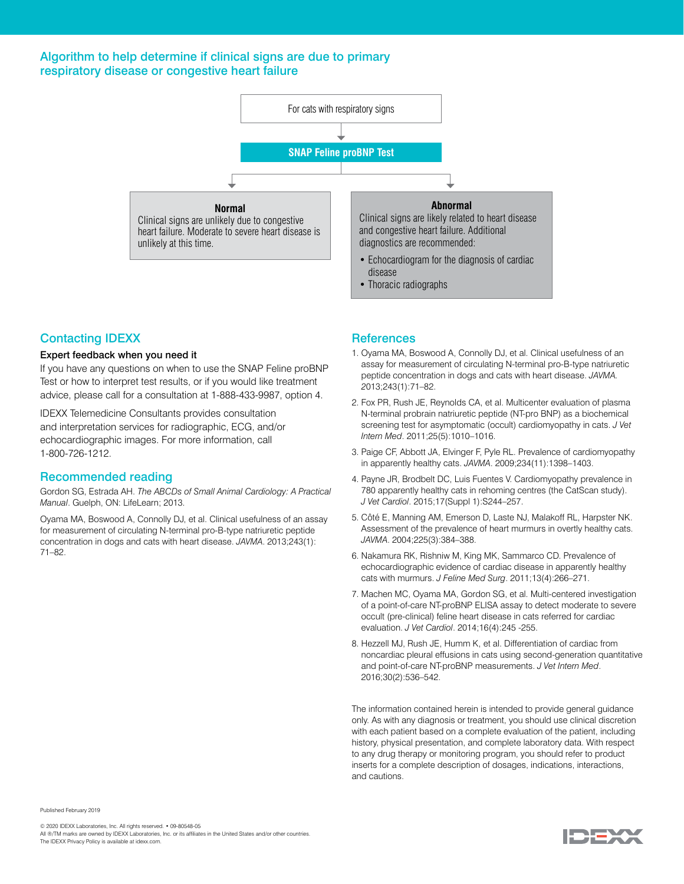## Algorithm to help determine if clinical signs are due to primary respiratory disease or congestive heart failure

For cats with respiratory signs

↓

**SNAP Feline proBNP Test**

**Normal**
Clinical signs are unlikely due to congestive heart failure. Moderate to severe heart disease is unlikely at this time.

**Abnormal**
Clinical signs are likely related to heart disease and congestive heart failure. Additional diagnostics are recommended:

- Echocardiogram for the diagnosis of cardiac disease
- Thoracic radiographs

## Contacting IDEXX

**Expert feedback when you need it**

If you have any questions on when to use the SNAP Feline proBNP Test or how to interpret test results, or if you would like treatment advice, please call for a consultation at 1-888-433-9987, option 4.

IDEXX Telemedicine Consultants provides consultation and interpretation services for radiographic, ECG, and/or echocardiographic images. For more information, call 1-800-726-1212.

## Recommended reading

Gordon SG, Estrada AH. *The ABCDs of Small Animal Cardiology: A Practical Manual*. Guelph, ON: LifeLearn; 2013.

Oyama MA, Boswood A, Connolly DJ, et al. Clinical usefulness of an assay for measurement of circulating N-terminal pro-B-type natriuretic peptide concentration in dogs and cats with heart disease. *JAVMA*. 2013;243(1):71–82.

## References

1. Oyama MA, Boswood A, Connolly DJ, et al. Clinical usefulness of an assay for measurement of circulating N-terminal pro-B-type natriuretic peptide concentration in dogs and cats with heart disease. *JAVMA*. 2013;243(1):71–82.
2. Fox PR, Rush JE, Reynolds CA, et al. Multicenter evaluation of plasma N-terminal probrain natriuretic peptide (NT-pro BNP) as a biochemical screening test for asymptomatic (occult) cardiomyopathy in cats. *J Vet Intern Med*. 2011;25(5):1010–1016.
3. Paige CF, Abbott JA, Elvinger F, Pyle RL. Prevalence of cardiomyopathy in apparently healthy cats. *JAVMA*. 2009;234(11):1398–1403.
4. Payne JR, Brodbelt DC, Luis Fuentes V. Cardiomyopathy prevalence in 780 apparently healthy cats in rehoming centres (the CatScan study). *J Vet Cardiol*. 2015;17(Suppl 1):S244–257.
5. Côté E, Manning AM, Emerson D, Laste NJ, Malakoff RL, Harpster NK. Assessment of the prevalence of heart murmurs in overtly healthy cats. *JAVMA*. 2004;225(3):384–388.
6. Nakamura RK, Rishniw M, King MK, Sammarco CD. Prevalence of echocardiographic evidence of cardiac disease in apparently healthy cats with murmurs. *J Feline Med Surg*. 2011;13(4):266–271.
7. Machen MC, Oyama MA, Gordon SG, et al. Multi-centered investigation of a point-of-care NT-proBNP ELISA assay to detect moderate to severe occult (pre-clinical) feline heart disease in cats referred for cardiac evaluation. *J Vet Cardiol*. 2014;16(4):245 -255.
8. Hezzell MJ, Rush JE, Humm K, et al. Differentiation of cardiac from noncardiac pleural effusions in cats using second-generation quantitative and point-of-care NT-proBNP measurements. *J Vet Intern Med*. 2016;30(2):536–542.

The information contained herein is intended to provide general guidance only. As with any diagnosis or treatment, you should use clinical discretion with each patient based on a complete evaluation of the patient, including history, physical presentation, and complete laboratory data. With respect to any drug therapy or monitoring program, you should refer to product inserts for a complete description of dosages, indications, interactions, and cautions.

Published February 2019

© 2020 IDEXX Laboratories, Inc. All rights reserved. • 09-80548-05
All ®/TM marks are owned by IDEXX Laboratories, Inc. or its affiliates in the United States and/or other countries.
The IDEXX Privacy Policy is available at idexx.com.